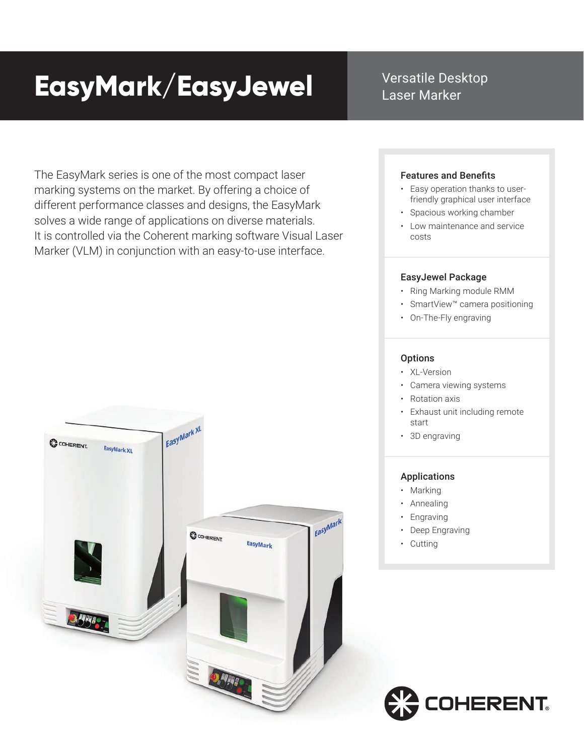# EasyMark/EasyJewel

Versatile Desktop Laser Marker

The EasyMark series is one of the most compact laser marking systems on the market. By offering a choice of different performance classes and designs, the EasyMark solves a wide range of applications on diverse materials. It is controlled via the Coherent marking software Visual Laser Marker (VLM) in conjunction with an easy-to-use interface.

### Features and Benefits

- Easy operation thanks to user-friendly graphical user interface
- Spacious working chamber
- Low maintenance and service costs

### EasyJewel Package

- Ring Marking module RMM
- SmartView™ camera positioning
- On-The-Fly engraving

### Options

- XL-Version
- Camera viewing systems
- Rotation axis
- Exhaust unit including remote start
- 3D engraving

### Applications

- Marking
- Annealing
- Engraving
- Deep Engraving
- Cutting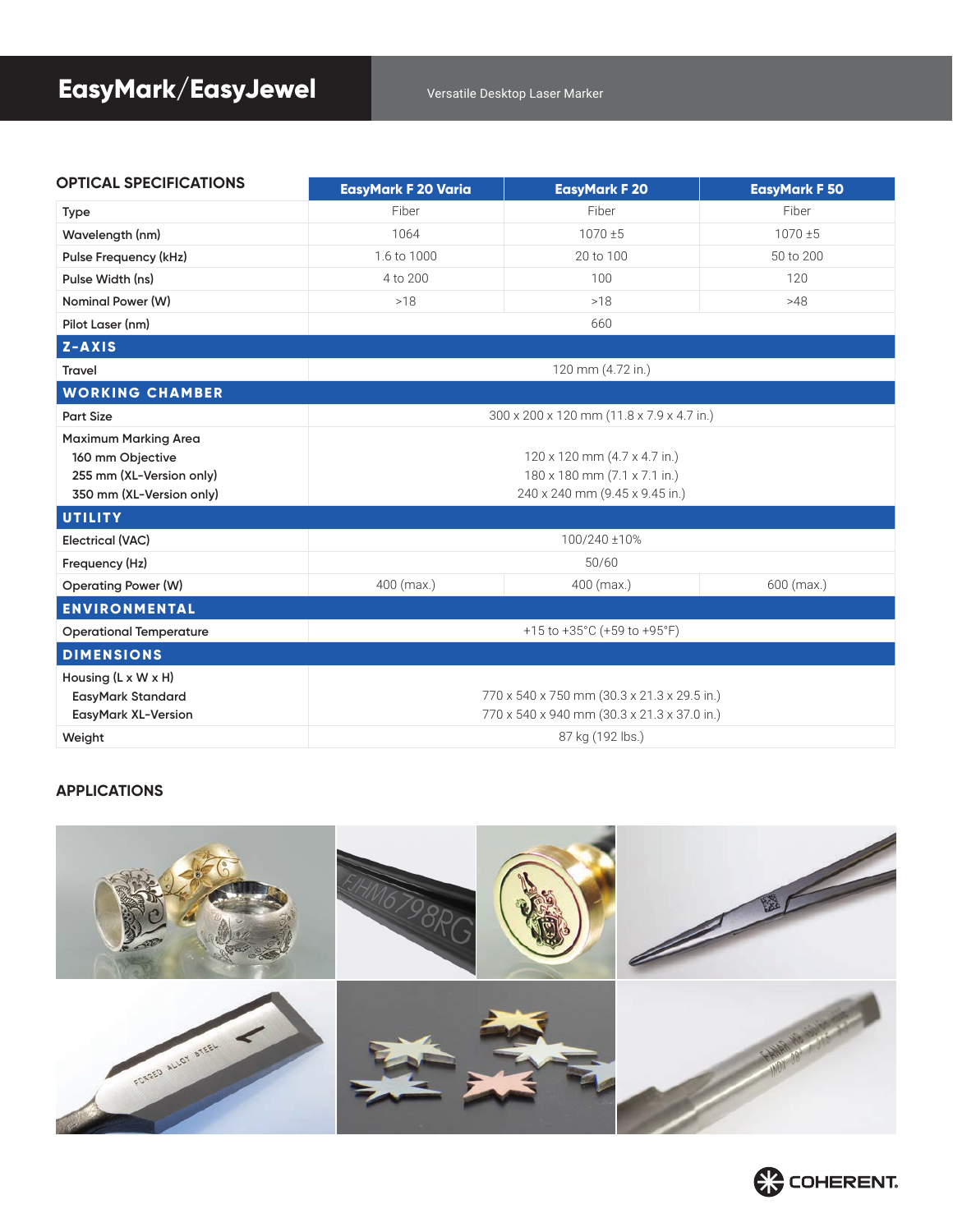# EasyMark/EasyJewel

Versatile Desktop Laser Marker

| OPTICAL SPECIFICATIONS | EasyMark F 20 Varia | EasyMark F 20 | EasyMark F 50 |
|---|---|---|---|
| Type | Fiber | Fiber | Fiber |
| Wavelength (nm) | 1064 | 1070 ±5 | 1070 ±5 |
| Pulse Frequency (kHz) | 1.6 to 1000 | 20 to 100 | 50 to 200 |
| Pulse Width (ns) | 4 to 200 | 100 | 120 |
| Nominal Power (W) | >18 | >18 | >48 |
| Pilot Laser (nm) | 660 | | |
| **Z-AXIS** | | | |
| Travel | 120 mm (4.72 in.) | | |
| **WORKING CHAMBER** | | | |
| Part Size | 300 x 200 x 120 mm (11.8 x 7.9 x 4.7 in.) | | |
| Maximum Marking Area | | | |
| 160 mm Objective | 120 x 120 mm (4.7 x 4.7 in.) | | |
| 255 mm (XL-Version only) | 180 x 180 mm (7.1 x 7.1 in.) | | |
| 350 mm (XL-Version only) | 240 x 240 mm (9.45 x 9.45 in.) | | |
| **UTILITY** | | | |
| Electrical (VAC) | 100/240 ±10% | | |
| Frequency (Hz) | 50/60 | | |
| Operating Power (W) | 400 (max.) | 400 (max.) | 600 (max.) |
| **ENVIRONMENTAL** | | | |
| Operational Temperature | +15 to +35°C (+59 to +95°F) | | |
| **DIMENSIONS** | | | |
| Housing (L x W x H) | | | |
| EasyMark Standard | 770 x 540 x 750 mm (30.3 x 21.3 x 29.5 in.) | | |
| EasyMark XL-Version | 770 x 540 x 940 mm (30.3 x 21.3 x 37.0 in.) | | |
| Weight | 87 kg (192 lbs.) | | |

## APPLICATIONS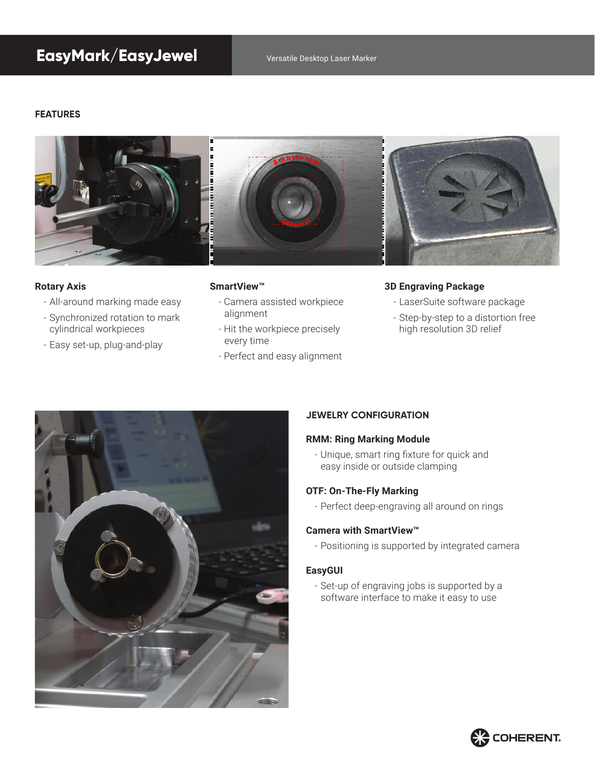# EasyMark/EasyJewel

Versatile Desktop Laser Marker

## FEATURES

### Rotary Axis

- All-around marking made easy
- Synchronized rotation to mark cylindrical workpieces
- Easy set-up, plug-and-play

### SmartView™

- Camera assisted workpiece alignment
- Hit the workpiece precisely every time
- Perfect and easy alignment

### 3D Engraving Package

- LaserSuite software package
- Step-by-step to a distortion free high resolution 3D relief

## JEWELRY CONFIGURATION

### RMM: Ring Marking Module

- Unique, smart ring fixture for quick and easy inside or outside clamping

### OTF: On-The-Fly Marking

- Perfect deep-engraving all around on rings

### Camera with SmartView™

- Positioning is supported by integrated camera

### EasyGUI

- Set-up of engraving jobs is supported by a software interface to make it easy to use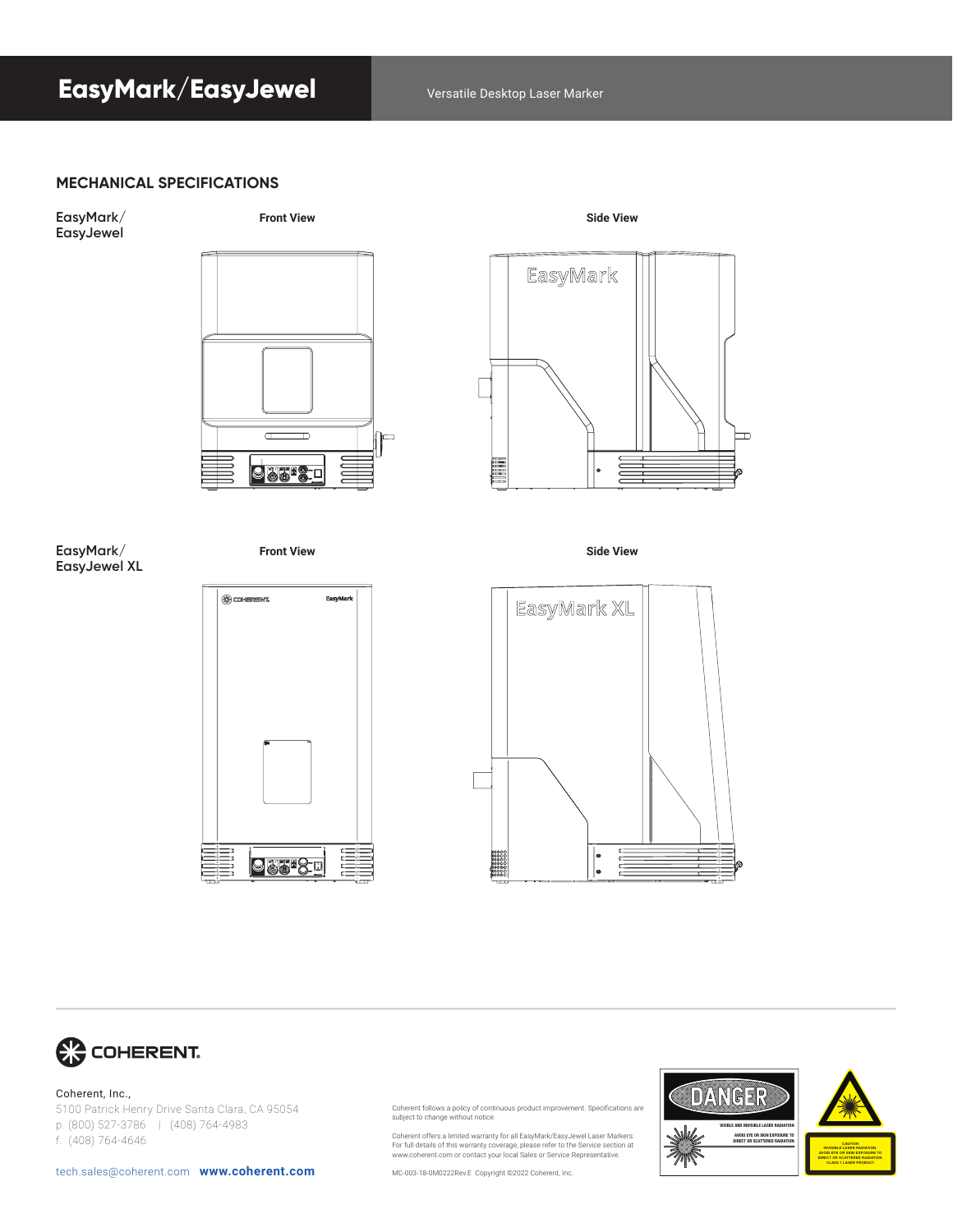# EasyMark/EasyJewel

Versatile Desktop Laser Marker

## MECHANICAL SPECIFICATIONS

### EasyMark/ EasyJewel

Front View

Side View

### EasyMark/ EasyJewel XL

Front View

Side View

Coherent, Inc.,
5100 Patrick Henry Drive Santa Clara, CA 95054
p. (800) 527-3786 | (408) 764-4983
f. (408) 764-4646

tech.sales@coherent.com **www.coherent.com**

Coherent follows a policy of continuous product improvement. Specifications are subject to change without notice.

Coherent offers a limited warranty for all EasyMark/EasyJewel Laser Markers. For full details of this warranty coverage, please refer to the Service section at www.coherent.com or contact your local Sales or Service Representative.

MC-003-18-0M0222Rev.E Copyright ©2022 Coherent, Inc.

DANGER
VISIBLE AND INVISIBLE LASER RADIATION
AVOID EYE OR SKIN EXPOSURE TO DIRECT OR SCATTERED RADIATION

CAUTION
INVISIBLE LASER RADIATION.
AVOID EYE OR SKIN EXPOSURE TO DIRECT OR SCATTERED RADIATION.
CLASS 1 LASER PRODUCT